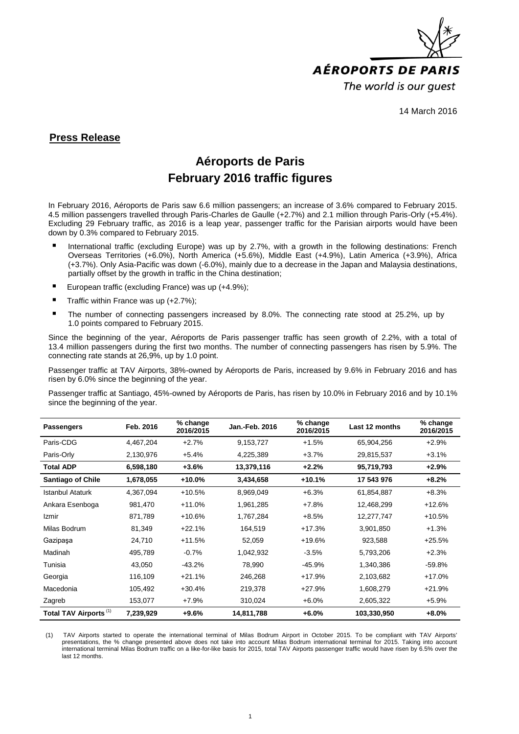AÉROPORTS DE PARIS

*The world is our guest*

14 March 2016

**Press Release**

# Aéroports de Paris
# February 2016 traffic figures

In February 2016, Aéroports de Paris saw 6.6 million passengers; an increase of 3.6% compared to February 2015. 4.5 million passengers travelled through Paris-Charles de Gaulle (+2.7%) and 2.1 million through Paris-Orly (+5.4%). Excluding 29 February traffic, as 2016 is a leap year, passenger traffic for the Parisian airports would have been down by 0.3% compared to February 2015.

- International traffic (excluding Europe) was up by 2.7%, with a growth in the following destinations: French Overseas Territories (+6.0%), North America (+5.6%), Middle East (+4.9%), Latin America (+3.9%), Africa (+3.7%). Only Asia-Pacific was down (-6.0%), mainly due to a decrease in the Japan and Malaysia destinations, partially offset by the growth in traffic in the China destination;
- European traffic (excluding France) was up (+4.9%);
- Traffic within France was up (+2.7%);
- The number of connecting passengers increased by 8.0%. The connecting rate stood at 25.2%, up by 1.0 points compared to February 2015.

Since the beginning of the year, Aéroports de Paris passenger traffic has seen growth of 2.2%, with a total of 13.4 million passengers during the first two months. The number of connecting passengers has risen by 5.9%. The connecting rate stands at 26,9%, up by 1.0 point.

Passenger traffic at TAV Airports, 38%-owned by Aéroports de Paris, increased by 9.6% in February 2016 and has risen by 6.0% since the beginning of the year.

Passenger traffic at Santiago, 45%-owned by Aéroports de Paris, has risen by 10.0% in February 2016 and by 10.1% since the beginning of the year.

| Passengers | Feb. 2016 | % change 2016/2015 | Jan.-Feb. 2016 | % change 2016/2015 | Last 12 months | % change 2016/2015 |
|---|---|---|---|---|---|---|
| Paris-CDG | 4,467,204 | +2.7% | 9,153,727 | +1.5% | 65,904,256 | +2.9% |
| Paris-Orly | 2,130,976 | +5.4% | 4,225,389 | +3.7% | 29,815,537 | +3.1% |
| **Total ADP** | **6,598,180** | **+3.6%** | **13,379,116** | **+2.2%** | **95,719,793** | **+2.9%** |
| **Santiago of Chile** | **1,678,055** | **+10.0%** | **3,434,658** | **+10.1%** | **17 543 976** | **+8.2%** |
| Istanbul Ataturk | 4,367,094 | +10.5% | 8,969,049 | +6.3% | 61,854,887 | +8.3% |
| Ankara Esenboga | 981,470 | +11.0% | 1,961,285 | +7.8% | 12,468,299 | +12.6% |
| Izmir | 871,789 | +10.6% | 1,767,284 | +8.5% | 12,277,747 | +10.5% |
| Milas Bodrum | 81,349 | +22.1% | 164,519 | +17.3% | 3,901,850 | +1.3% |
| Gazipaşa | 24,710 | +11.5% | 52,059 | +19.6% | 923,588 | +25.5% |
| Madinah | 495,789 | -0.7% | 1,042,932 | -3.5% | 5,793,206 | +2.3% |
| Tunisia | 43,050 | -43.2% | 78,990 | -45.9% | 1,340,386 | -59.8% |
| Georgia | 116,109 | +21.1% | 246,268 | +17.9% | 2,103,682 | +17.0% |
| Macedonia | 105,492 | +30.4% | 219,378 | +27.9% | 1,608,279 | +21.9% |
| Zagreb | 153,077 | +7.9% | 310,024 | +6.0% | 2,605,322 | +5.9% |
| **Total TAV Airports [1]** | **7,239,929** | **+9.6%** | **14,811,788** | **+6.0%** | **103,330,950** | **+8.0%** |

(1) TAV Airports started to operate the international terminal of Milas Bodrum Airport in October 2015. To be compliant with TAV Airports' presentations, the % change presented above does not take into account Milas Bodrum international terminal for 2015. Taking into account international terminal Milas Bodrum traffic on a like-for-like basis for 2015, total TAV Airports passenger traffic would have risen by 6.5% over the last 12 months.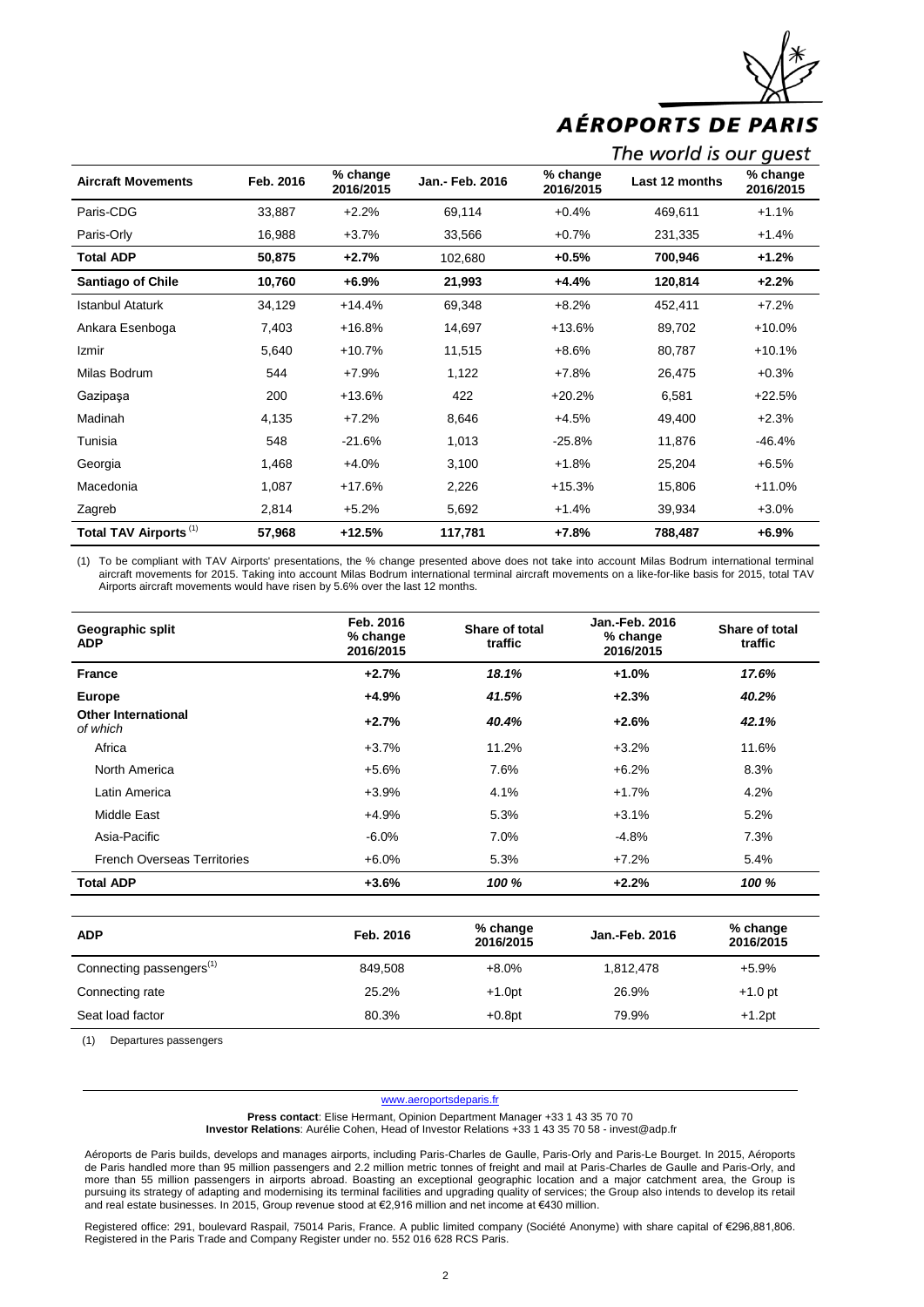| Aircraft Movements | Feb. 2016 | % change 2016/2015 | Jan.- Feb. 2016 | % change 2016/2015 | Last 12 months | % change 2016/2015 |
|---|---|---|---|---|---|---|
| Paris-CDG | 33,887 | +2.2% | 69,114 | +0.4% | 469,611 | +1.1% |
| Paris-Orly | 16,988 | +3.7% | 33,566 | +0.7% | 231,335 | +1.4% |
| **Total ADP** | **50,875** | **+2.7%** | 102,680 | **+0.5%** | **700,946** | **+1.2%** |
| **Santiago of Chile** | **10,760** | **+6.9%** | **21,993** | **+4.4%** | **120,814** | **+2.2%** |
| Istanbul Ataturk | 34,129 | +14.4% | 69,348 | +8.2% | 452,411 | +7.2% |
| Ankara Esenboga | 7,403 | +16.8% | 14,697 | +13.6% | 89,702 | +10.0% |
| Izmir | 5,640 | +10.7% | 11,515 | +8.6% | 80,787 | +10.1% |
| Milas Bodrum | 544 | +7.9% | 1,122 | +7.8% | 26,475 | +0.3% |
| Gazipaşa | 200 | +13.6% | 422 | +20.2% | 6,581 | +22.5% |
| Madinah | 4,135 | +7.2% | 8,646 | +4.5% | 49,400 | +2.3% |
| Tunisia | 548 | -21.6% | 1,013 | -25.8% | 11,876 | -46.4% |
| Georgia | 1,468 | +4.0% | 3,100 | +1.8% | 25,204 | +6.5% |
| Macedonia | 1,087 | +17.6% | 2,226 | +15.3% | 15,806 | +11.0% |
| Zagreb | 2,814 | +5.2% | 5,692 | +1.4% | 39,934 | +3.0% |
| **Total TAV Airports [1]** | **57,968** | **+12.5%** | **117,781** | **+7.8%** | **788,487** | **+6.9%** |

(1) To be compliant with TAV Airports' presentations, the % change presented above does not take into account Milas Bodrum international terminal aircraft movements for 2015. Taking into account Milas Bodrum international terminal aircraft movements on a like-for-like basis for 2015, total TAV Airports aircraft movements would have risen by 5.6% over the last 12 months.

| Geographic split ADP | Feb. 2016 % change 2016/2015 | Share of total traffic | Jan.-Feb. 2016 % change 2016/2015 | Share of total traffic |
|---|---|---|---|---|
| **France** | **+2.7%** | ***18.1%*** | **+1.0%** | ***17.6%*** |
| **Europe** | **+4.9%** | ***41.5%*** | **+2.3%** | ***40.2%*** |
| **Other International** *of which* | **+2.7%** | ***40.4%*** | **+2.6%** | ***42.1%*** |
| Africa | +3.7% | 11.2% | +3.2% | 11.6% |
| North America | +5.6% | 7.6% | +6.2% | 8.3% |
| Latin America | +3.9% | 4.1% | +1.7% | 4.2% |
| Middle East | +4.9% | 5.3% | +3.1% | 5.2% |
| Asia-Pacific | -6.0% | 7.0% | -4.8% | 7.3% |
| French Overseas Territories | +6.0% | 5.3% | +7.2% | 5.4% |
| **Total ADP** | **+3.6%** | ***100 %*** | **+2.2%** | ***100 %*** |

| ADP | Feb. 2016 | % change 2016/2015 | Jan.-Feb. 2016 | % change 2016/2015 |
|---|---|---|---|---|
| Connecting passengers[1] | 849,508 | +8.0% | 1,812,478 | +5.9% |
| Connecting rate | 25.2% | +1.0pt | 26.9% | +1.0 pt |
| Seat load factor | 80.3% | +0.8pt | 79.9% | +1.2pt |

(1) Departures passengers

www.aeroportsdeparis.fr

**Press contact**: Elise Hermant, Opinion Department Manager +33 1 43 35 70 70
**Investor Relations**: Aurélie Cohen, Head of Investor Relations +33 1 43 35 70 58 - invest@adp.fr

Aéroports de Paris builds, develops and manages airports, including Paris-Charles de Gaulle, Paris-Orly and Paris-Le Bourget. In 2015, Aéroports de Paris handled more than 95 million passengers and 2.2 million metric tonnes of freight and mail at Paris-Charles de Gaulle and Paris-Orly, and more than 55 million passengers in airports abroad. Boasting an exceptional geographic location and a major catchment area, the Group is pursuing its strategy of adapting and modernising its terminal facilities and upgrading quality of services; the Group also intends to develop its retail and real estate businesses. In 2015, Group revenue stood at €2,916 million and net income at €430 million.

Registered office: 291, boulevard Raspail, 75014 Paris, France. A public limited company (Société Anonyme) with share capital of €296,881,806. Registered in the Paris Trade and Company Register under no. 552 016 628 RCS Paris.